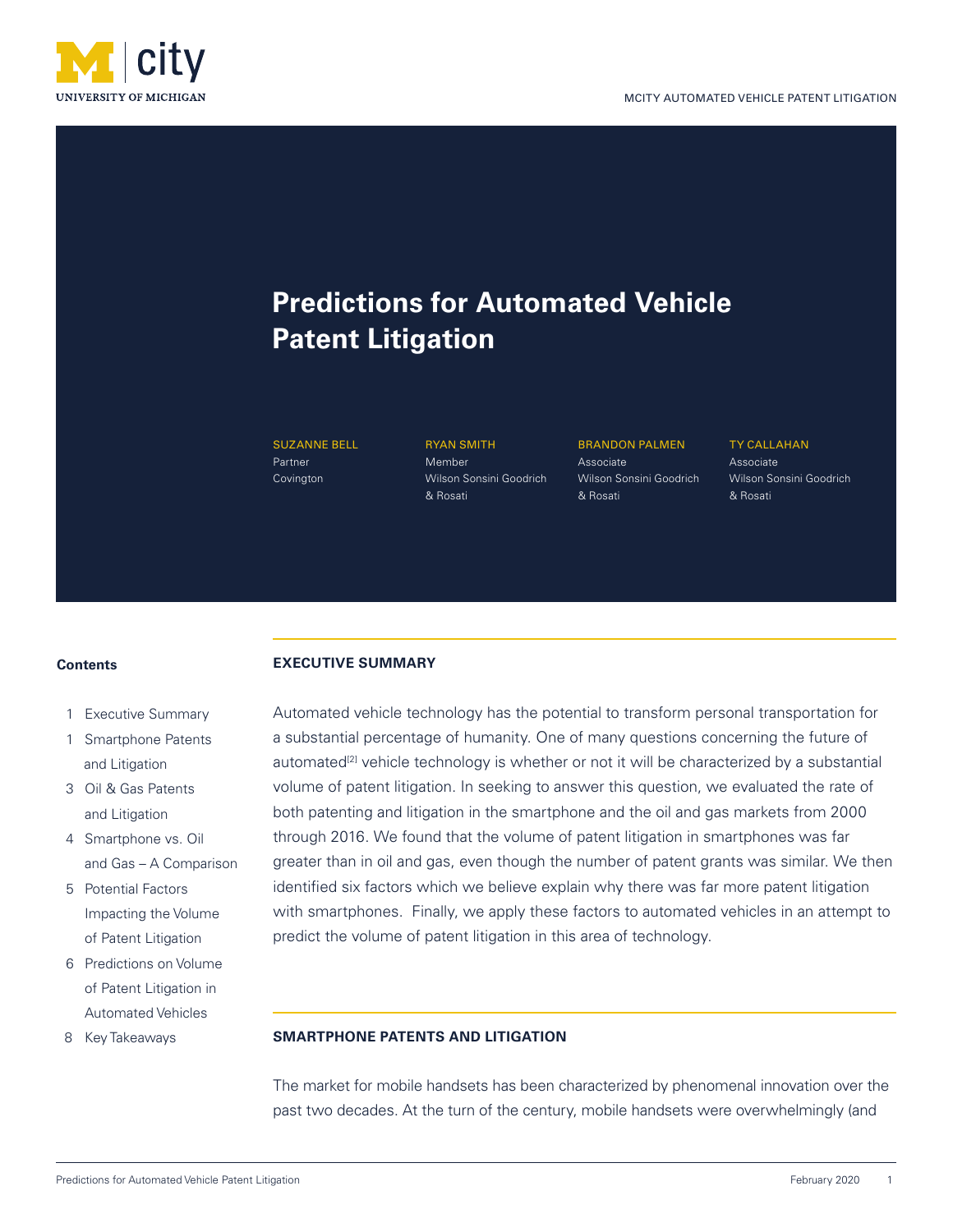# Predictions for Automated Vehicle Patent Litigation

**SUZANNE BELL**
Partner
Covington

**RYAN SMITH**
Member
Wilson Sonsini Goodrich & Rosati

**BRANDON PALMEN**
Associate
Wilson Sonsini Goodrich & Rosati

**TY CALLAHAN**
Associate
Wilson Sonsini Goodrich & Rosati

**Contents**

1 Executive Summary
1 Smartphone Patents and Litigation
3 Oil & Gas Patents and Litigation
4 Smartphone vs. Oil and Gas – A Comparison
5 Potential Factors Impacting the Volume of Patent Litigation
6 Predictions on Volume of Patent Litigation in Automated Vehicles
8 Key Takeaways

## EXECUTIVE SUMMARY

Automated vehicle technology has the potential to transform personal transportation for a substantial percentage of humanity. One of many questions concerning the future of automated[2] vehicle technology is whether or not it will be characterized by a substantial volume of patent litigation. In seeking to answer this question, we evaluated the rate of both patenting and litigation in the smartphone and the oil and gas markets from 2000 through 2016. We found that the volume of patent litigation in smartphones was far greater than in oil and gas, even though the number of patent grants was similar. We then identified six factors which we believe explain why there was far more patent litigation with smartphones. Finally, we apply these factors to automated vehicles in an attempt to predict the volume of patent litigation in this area of technology.

## SMARTPHONE PATENTS AND LITIGATION

The market for mobile handsets has been characterized by phenomenal innovation over the past two decades. At the turn of the century, mobile handsets were overwhelmingly (and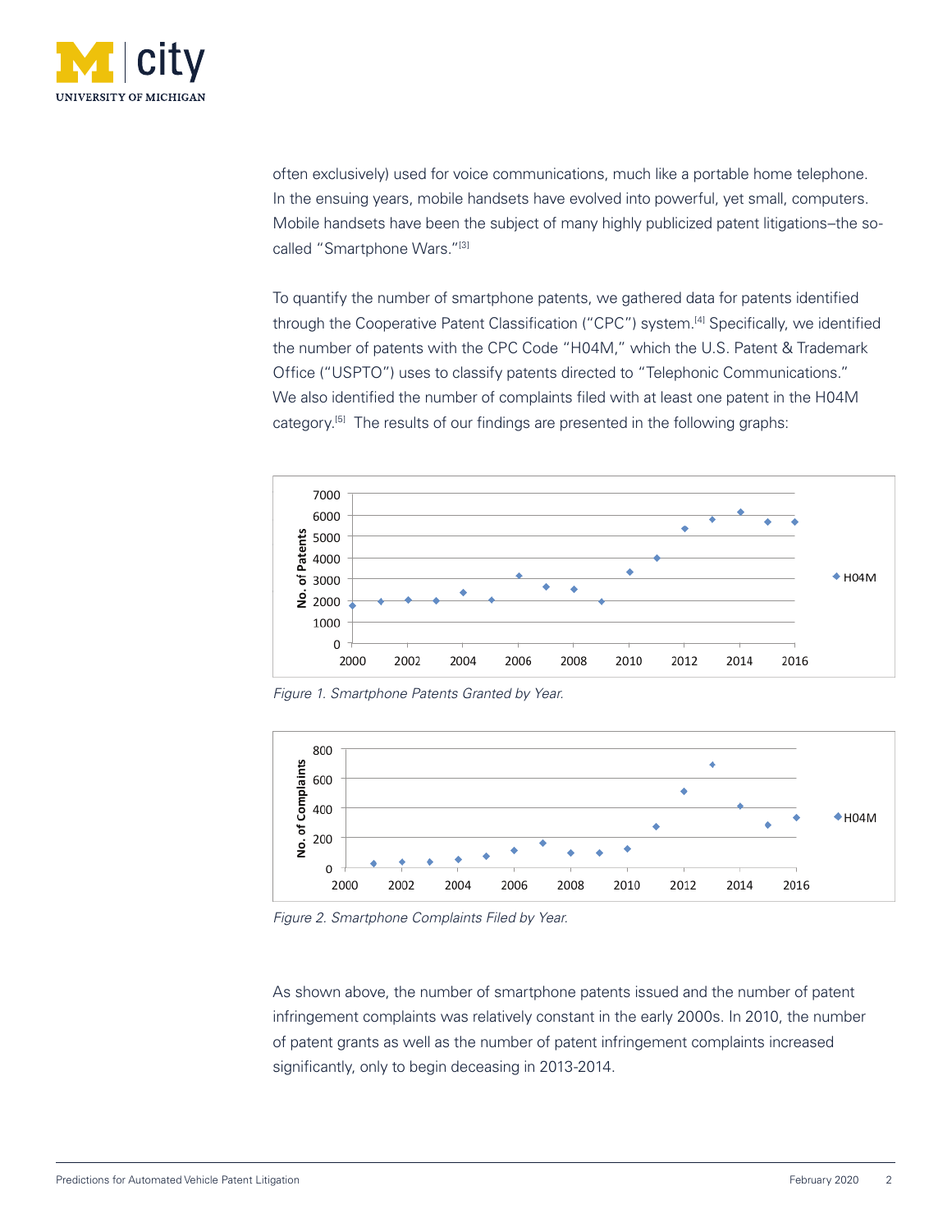often exclusively) used for voice communications, much like a portable home telephone. In the ensuing years, mobile handsets have evolved into powerful, yet small, computers. Mobile handsets have been the subject of many highly publicized patent litigations–the so-called "Smartphone Wars."[3]

To quantify the number of smartphone patents, we gathered data for patents identified through the Cooperative Patent Classification ("CPC") system.[4] Specifically, we identified the number of patents with the CPC Code "H04M," which the U.S. Patent & Trademark Office ("USPTO") uses to classify patents directed to "Telephonic Communications." We also identified the number of complaints filed with at least one patent in the H04M category.[5] The results of our findings are presented in the following graphs:

*Figure 1. Smartphone Patents Granted by Year.*

*Figure 2. Smartphone Complaints Filed by Year.*

As shown above, the number of smartphone patents issued and the number of patent infringement complaints was relatively constant in the early 2000s. In 2010, the number of patent grants as well as the number of patent infringement complaints increased significantly, only to begin deceasing in 2013-2014.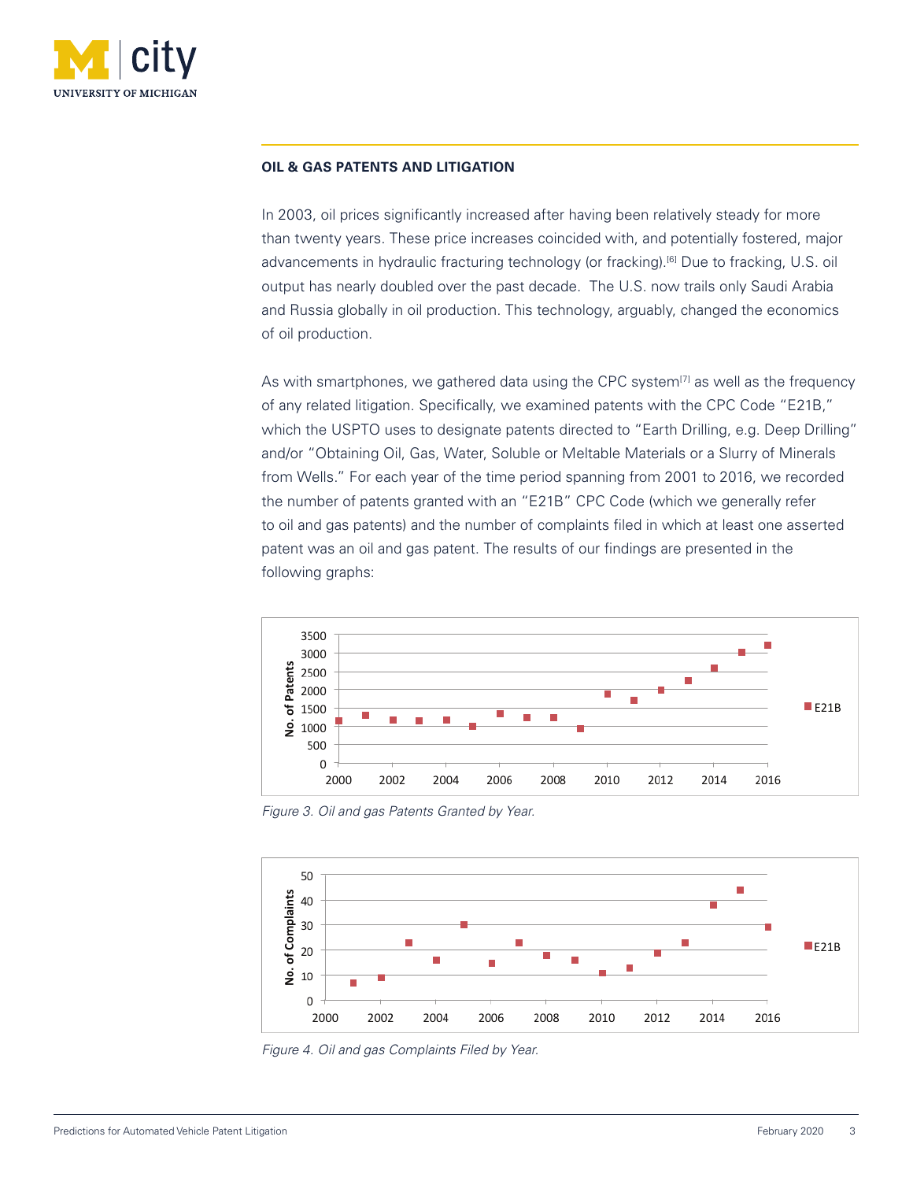## OIL & GAS PATENTS AND LITIGATION

In 2003, oil prices significantly increased after having been relatively steady for more than twenty years. These price increases coincided with, and potentially fostered, major advancements in hydraulic fracturing technology (or fracking).[6] Due to fracking, U.S. oil output has nearly doubled over the past decade. The U.S. now trails only Saudi Arabia and Russia globally in oil production. This technology, arguably, changed the economics of oil production.

As with smartphones, we gathered data using the CPC system[7] as well as the frequency of any related litigation. Specifically, we examined patents with the CPC Code "E21B," which the USPTO uses to designate patents directed to "Earth Drilling, e.g. Deep Drilling" and/or "Obtaining Oil, Gas, Water, Soluble or Meltable Materials or a Slurry of Minerals from Wells." For each year of the time period spanning from 2001 to 2016, we recorded the number of patents granted with an "E21B" CPC Code (which we generally refer to oil and gas patents) and the number of complaints filed in which at least one asserted patent was an oil and gas patent. The results of our findings are presented in the following graphs:

*Figure 3. Oil and gas Patents Granted by Year.*

*Figure 4. Oil and gas Complaints Filed by Year.*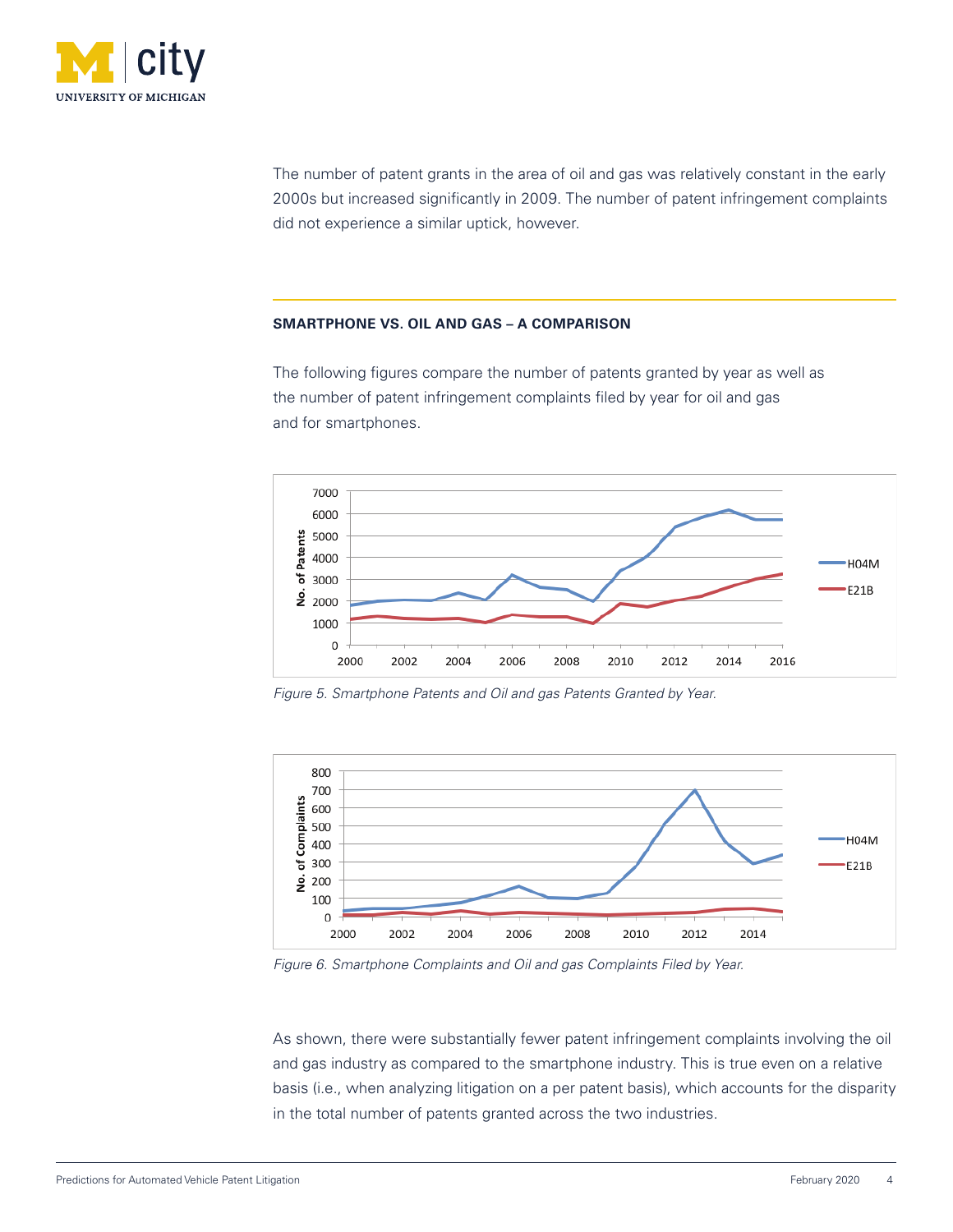The number of patent grants in the area of oil and gas was relatively constant in the early 2000s but increased significantly in 2009. The number of patent infringement complaints did not experience a similar uptick, however.

## SMARTPHONE VS. OIL AND GAS – A COMPARISON

The following figures compare the number of patents granted by year as well as the number of patent infringement complaints filed by year for oil and gas and for smartphones.

*Figure 5. Smartphone Patents and Oil and gas Patents Granted by Year.*

*Figure 6. Smartphone Complaints and Oil and gas Complaints Filed by Year.*

As shown, there were substantially fewer patent infringement complaints involving the oil and gas industry as compared to the smartphone industry. This is true even on a relative basis (i.e., when analyzing litigation on a per patent basis), which accounts for the disparity in the total number of patents granted across the two industries.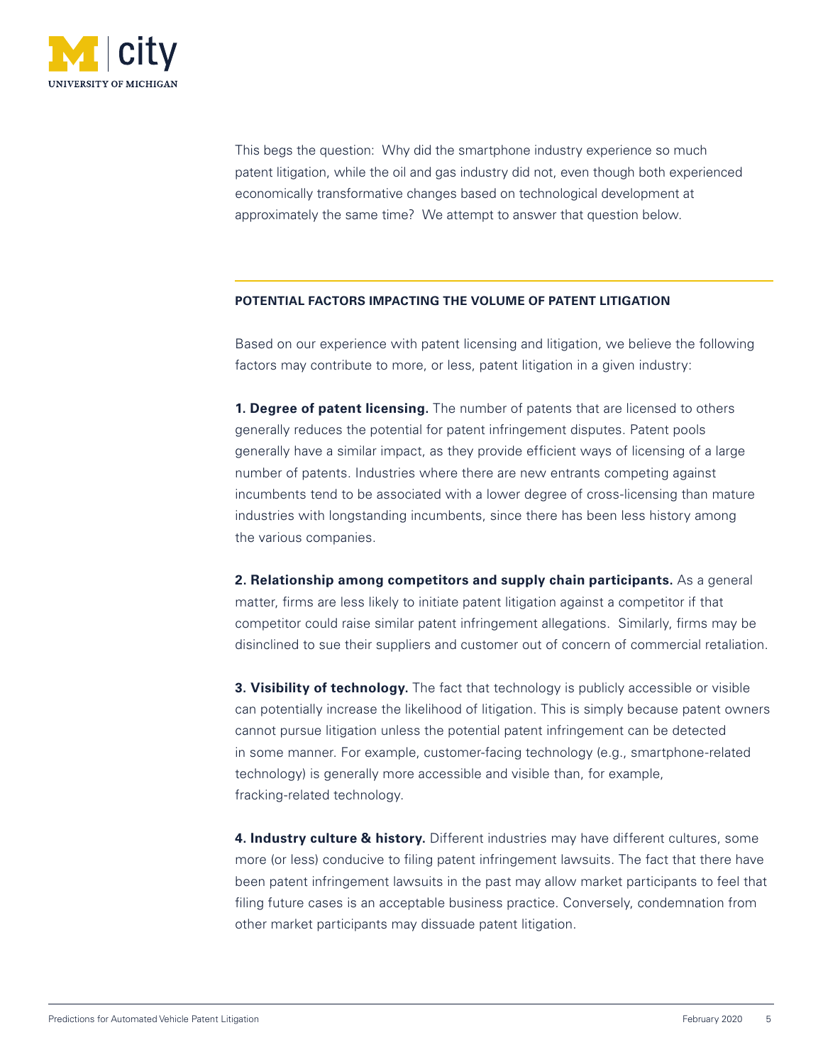This begs the question: Why did the smartphone industry experience so much patent litigation, while the oil and gas industry did not, even though both experienced economically transformative changes based on technological development at approximately the same time? We attempt to answer that question below.

## POTENTIAL FACTORS IMPACTING THE VOLUME OF PATENT LITIGATION

Based on our experience with patent licensing and litigation, we believe the following factors may contribute to more, or less, patent litigation in a given industry:

**1. Degree of patent licensing.** The number of patents that are licensed to others generally reduces the potential for patent infringement disputes. Patent pools generally have a similar impact, as they provide efficient ways of licensing of a large number of patents. Industries where there are new entrants competing against incumbents tend to be associated with a lower degree of cross-licensing than mature industries with longstanding incumbents, since there has been less history among the various companies.

**2. Relationship among competitors and supply chain participants.** As a general matter, firms are less likely to initiate patent litigation against a competitor if that competitor could raise similar patent infringement allegations. Similarly, firms may be disinclined to sue their suppliers and customer out of concern of commercial retaliation.

**3. Visibility of technology.** The fact that technology is publicly accessible or visible can potentially increase the likelihood of litigation. This is simply because patent owners cannot pursue litigation unless the potential patent infringement can be detected in some manner. For example, customer-facing technology (e.g., smartphone-related technology) is generally more accessible and visible than, for example, fracking-related technology.

**4. Industry culture & history.** Different industries may have different cultures, some more (or less) conducive to filing patent infringement lawsuits. The fact that there have been patent infringement lawsuits in the past may allow market participants to feel that filing future cases is an acceptable business practice. Conversely, condemnation from other market participants may dissuade patent litigation.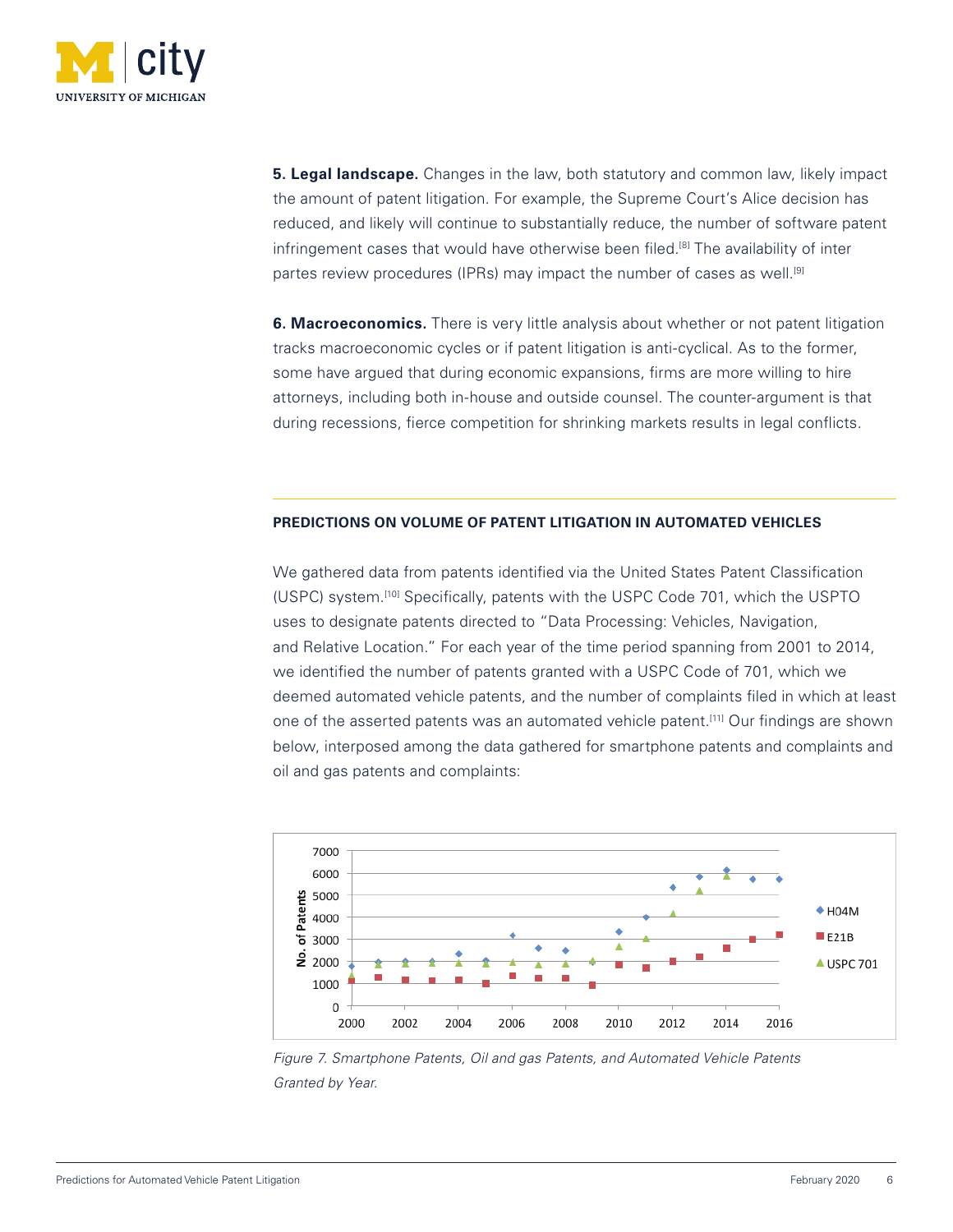**5. Legal landscape.** Changes in the law, both statutory and common law, likely impact the amount of patent litigation. For example, the Supreme Court's Alice decision has reduced, and likely will continue to substantially reduce, the number of software patent infringement cases that would have otherwise been filed.[8] The availability of inter partes review procedures (IPRs) may impact the number of cases as well.[9]

**6. Macroeconomics.** There is very little analysis about whether or not patent litigation tracks macroeconomic cycles or if patent litigation is anti-cyclical. As to the former, some have argued that during economic expansions, firms are more willing to hire attorneys, including both in-house and outside counsel. The counter-argument is that during recessions, fierce competition for shrinking markets results in legal conflicts.

## PREDICTIONS ON VOLUME OF PATENT LITIGATION IN AUTOMATED VEHICLES

We gathered data from patents identified via the United States Patent Classification (USPC) system.[10] Specifically, patents with the USPC Code 701, which the USPTO uses to designate patents directed to "Data Processing: Vehicles, Navigation, and Relative Location." For each year of the time period spanning from 2001 to 2014, we identified the number of patents granted with a USPC Code of 701, which we deemed automated vehicle patents, and the number of complaints filed in which at least one of the asserted patents was an automated vehicle patent.[11] Our findings are shown below, interposed among the data gathered for smartphone patents and complaints and oil and gas patents and complaints:

*Figure 7. Smartphone Patents, Oil and gas Patents, and Automated Vehicle Patents Granted by Year.*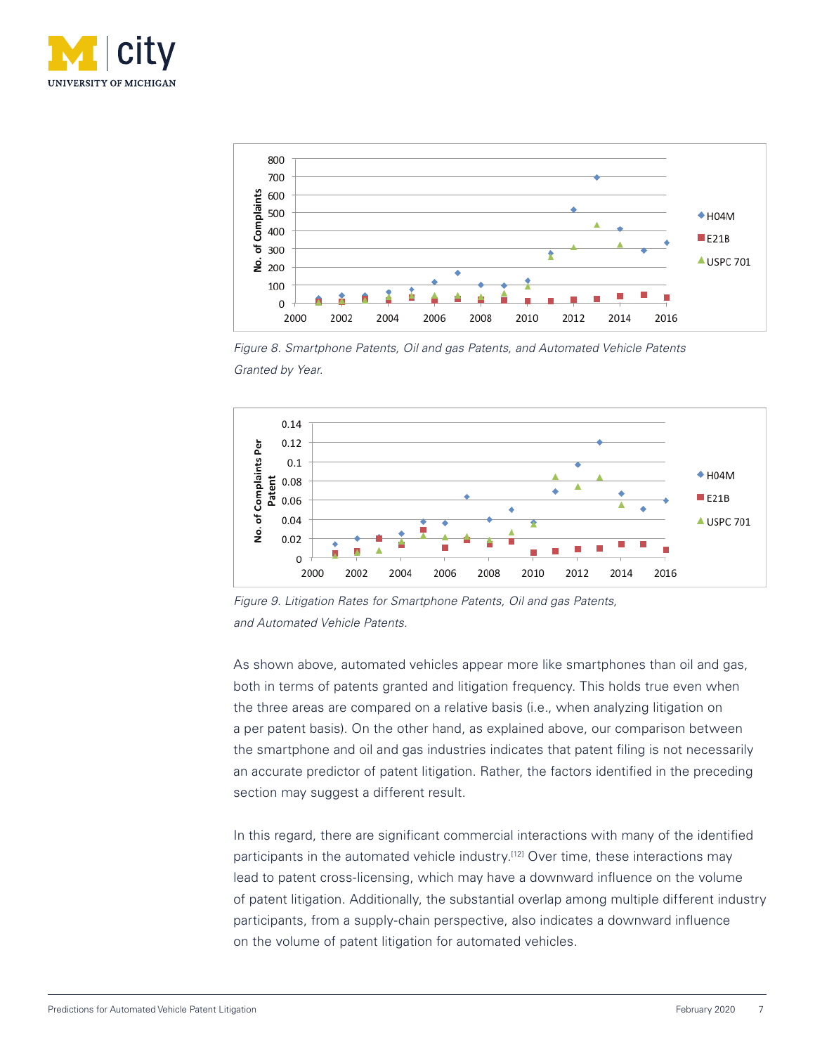*Figure 8. Smartphone Patents, Oil and gas Patents, and Automated Vehicle Patents Granted by Year.*

*Figure 9. Litigation Rates for Smartphone Patents, Oil and gas Patents, and Automated Vehicle Patents.*

As shown above, automated vehicles appear more like smartphones than oil and gas, both in terms of patents granted and litigation frequency. This holds true even when the three areas are compared on a relative basis (i.e., when analyzing litigation on a per patent basis). On the other hand, as explained above, our comparison between the smartphone and oil and gas industries indicates that patent filing is not necessarily an accurate predictor of patent litigation. Rather, the factors identified in the preceding section may suggest a different result.

In this regard, there are significant commercial interactions with many of the identified participants in the automated vehicle industry.[12] Over time, these interactions may lead to patent cross-licensing, which may have a downward influence on the volume of patent litigation. Additionally, the substantial overlap among multiple different industry participants, from a supply-chain perspective, also indicates a downward influence on the volume of patent litigation for automated vehicles.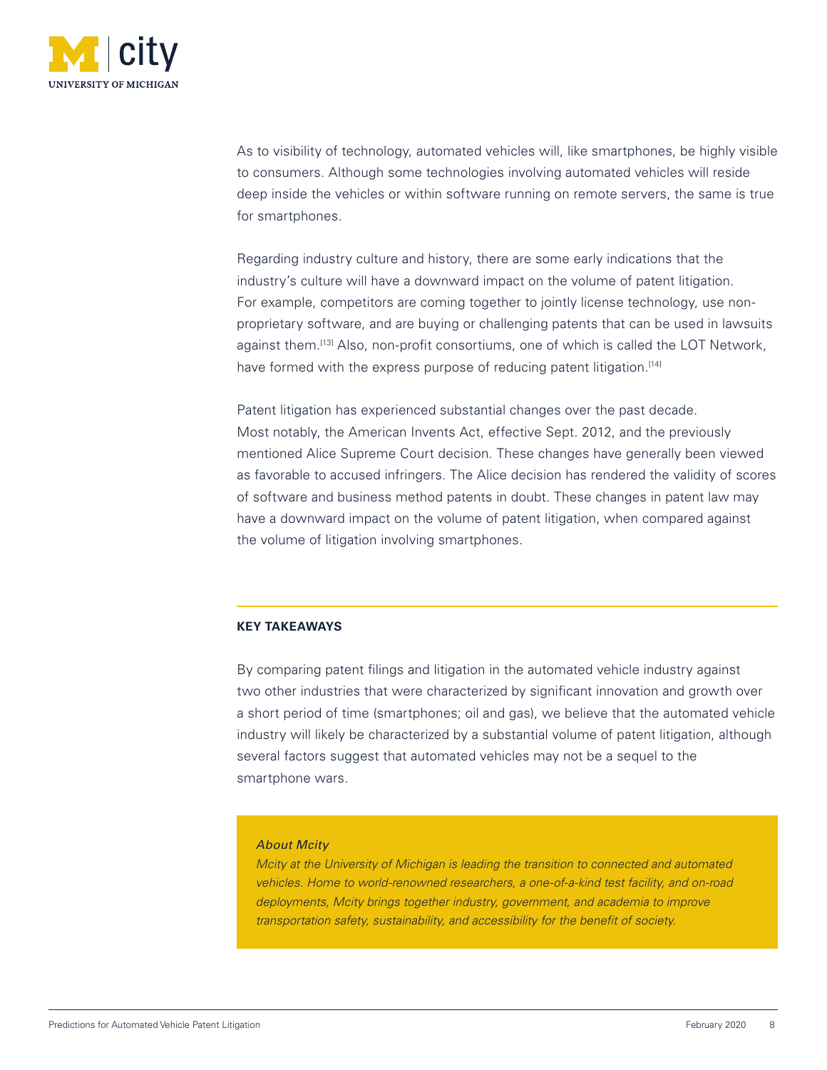As to visibility of technology, automated vehicles will, like smartphones, be highly visible to consumers. Although some technologies involving automated vehicles will reside deep inside the vehicles or within software running on remote servers, the same is true for smartphones.

Regarding industry culture and history, there are some early indications that the industry's culture will have a downward impact on the volume of patent litigation. For example, competitors are coming together to jointly license technology, use non-proprietary software, and are buying or challenging patents that can be used in lawsuits against them.[13] Also, non-profit consortiums, one of which is called the LOT Network, have formed with the express purpose of reducing patent litigation.[14]

Patent litigation has experienced substantial changes over the past decade. Most notably, the American Invents Act, effective Sept. 2012, and the previously mentioned Alice Supreme Court decision. These changes have generally been viewed as favorable to accused infringers. The Alice decision has rendered the validity of scores of software and business method patents in doubt. These changes in patent law may have a downward impact on the volume of patent litigation, when compared against the volume of litigation involving smartphones.

## KEY TAKEAWAYS

By comparing patent filings and litigation in the automated vehicle industry against two other industries that were characterized by significant innovation and growth over a short period of time (smartphones; oil and gas), we believe that the automated vehicle industry will likely be characterized by a substantial volume of patent litigation, although several factors suggest that automated vehicles may not be a sequel to the smartphone wars.

*About Mcity*

*Mcity at the University of Michigan is leading the transition to connected and automated vehicles. Home to world-renowned researchers, a one-of-a-kind test facility, and on-road deployments, Mcity brings together industry, government, and academia to improve transportation safety, sustainability, and accessibility for the benefit of society.*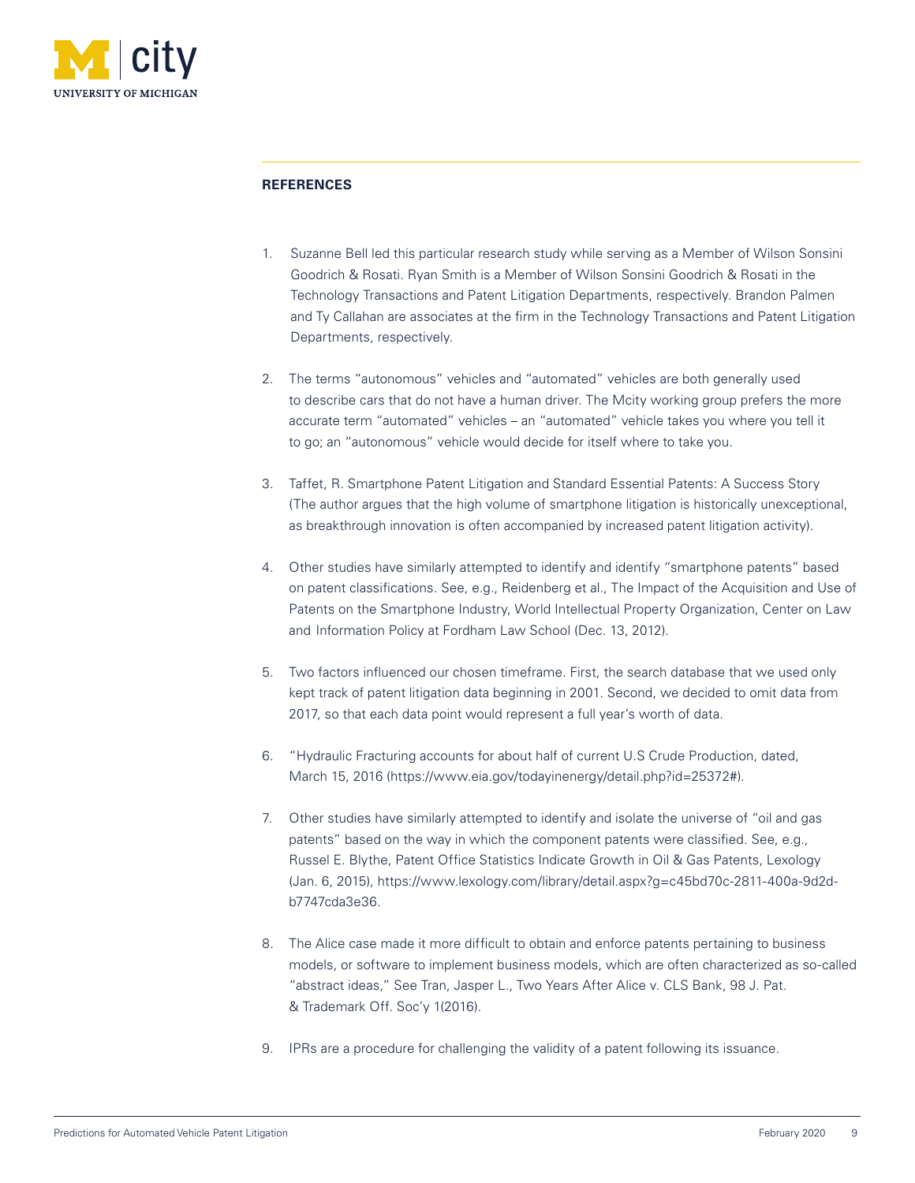## REFERENCES

1. Suzanne Bell led this particular research study while serving as a Member of Wilson Sonsini Goodrich & Rosati. Ryan Smith is a Member of Wilson Sonsini Goodrich & Rosati in the Technology Transactions and Patent Litigation Departments, respectively. Brandon Palmen and Ty Callahan are associates at the firm in the Technology Transactions and Patent Litigation Departments, respectively.

2. The terms "autonomous" vehicles and "automated" vehicles are both generally used to describe cars that do not have a human driver. The Mcity working group prefers the more accurate term "automated" vehicles – an "automated" vehicle takes you where you tell it to go; an "autonomous" vehicle would decide for itself where to take you.

3. Taffet, R. Smartphone Patent Litigation and Standard Essential Patents: A Success Story (The author argues that the high volume of smartphone litigation is historically unexceptional, as breakthrough innovation is often accompanied by increased patent litigation activity).

4. Other studies have similarly attempted to identify and identify "smartphone patents" based on patent classifications. See, e.g., Reidenberg et al., The Impact of the Acquisition and Use of Patents on the Smartphone Industry, World Intellectual Property Organization, Center on Law and Information Policy at Fordham Law School (Dec. 13, 2012).

5. Two factors influenced our chosen timeframe. First, the search database that we used only kept track of patent litigation data beginning in 2001. Second, we decided to omit data from 2017, so that each data point would represent a full year's worth of data.

6. "Hydraulic Fracturing accounts for about half of current U.S Crude Production, dated, March 15, 2016 (https://www.eia.gov/todayinenergy/detail.php?id=25372#).

7. Other studies have similarly attempted to identify and isolate the universe of "oil and gas patents" based on the way in which the component patents were classified. See, e.g., Russel E. Blythe, Patent Office Statistics Indicate Growth in Oil & Gas Patents, Lexology (Jan. 6, 2015), https://www.lexology.com/library/detail.aspx?g=c45bd70c-2811-400a-9d2d-b7747cda3e36.

8. The Alice case made it more difficult to obtain and enforce patents pertaining to business models, or software to implement business models, which are often characterized as so-called "abstract ideas," See Tran, Jasper L., Two Years After Alice v. CLS Bank, 98 J. Pat. & Trademark Off. Soc'y 1(2016).

9. IPRs are a procedure for challenging the validity of a patent following its issuance.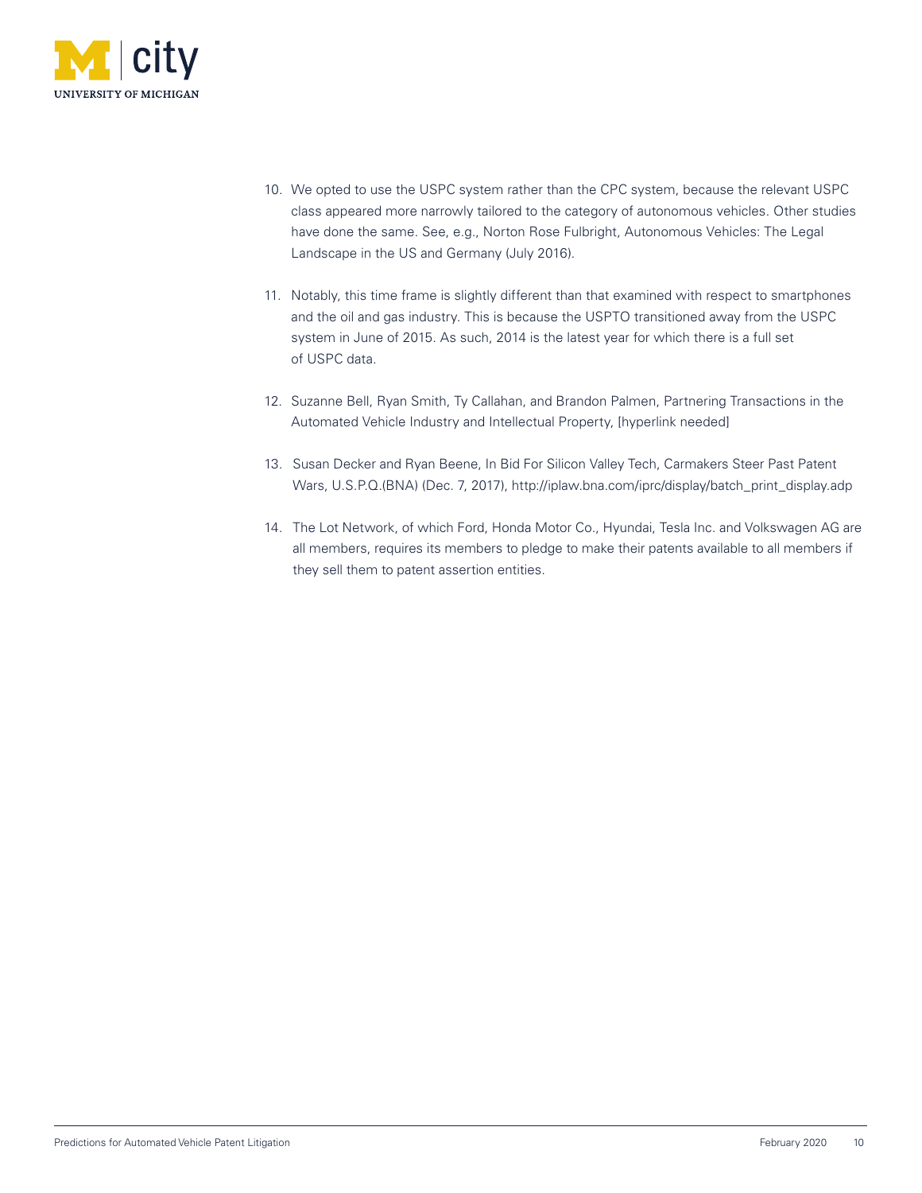10. We opted to use the USPC system rather than the CPC system, because the relevant USPC class appeared more narrowly tailored to the category of autonomous vehicles. Other studies have done the same. See, e.g., Norton Rose Fulbright, Autonomous Vehicles: The Legal Landscape in the US and Germany (July 2016).

11. Notably, this time frame is slightly different than that examined with respect to smartphones and the oil and gas industry. This is because the USPTO transitioned away from the USPC system in June of 2015. As such, 2014 is the latest year for which there is a full set of USPC data.

12. Suzanne Bell, Ryan Smith, Ty Callahan, and Brandon Palmen, Partnering Transactions in the Automated Vehicle Industry and Intellectual Property, [hyperlink needed]

13. Susan Decker and Ryan Beene, In Bid For Silicon Valley Tech, Carmakers Steer Past Patent Wars, U.S.P.Q.(BNA) (Dec. 7, 2017), http://iplaw.bna.com/iprc/display/batch_print_display.adp

14. The Lot Network, of which Ford, Honda Motor Co., Hyundai, Tesla Inc. and Volkswagen AG are all members, requires its members to pledge to make their patents available to all members if they sell them to patent assertion entities.